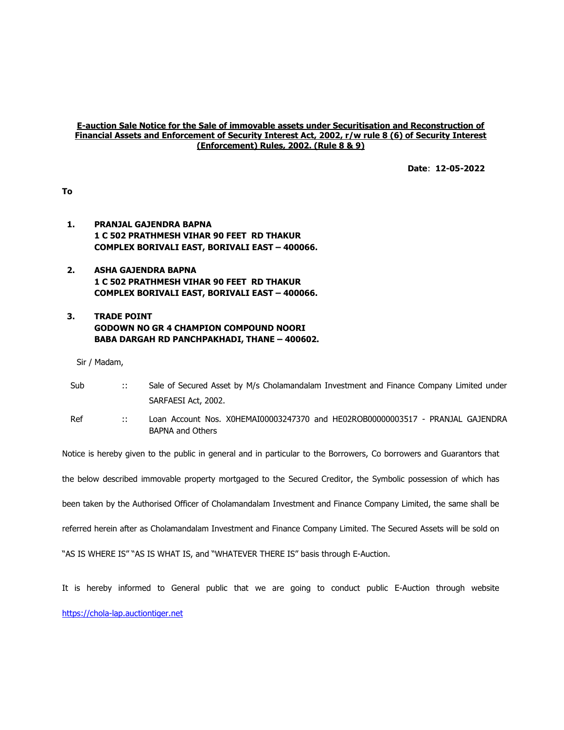**E-auction Sale Notice for the Sale of immovable assets under Securitisation and Reconstruction of Financial Assets and Enforcement of Security Interest Act, 2002, r/w rule 8 (6) of Security Interest (Enforcement) Rules, 2002. (Rule 8 & 9)**

**Date**: **12-05-2022**

**To**

1. **PRANJAL GAJENDRA BAPNA**
   **1 C 502 PRATHMESH VIHAR 90 FEET RD THAKUR COMPLEX BORIVALI EAST, BORIVALI EAST – 400066.**

2. **ASHA GAJENDRA BAPNA**
   **1 C 502 PRATHMESH VIHAR 90 FEET RD THAKUR COMPLEX BORIVALI EAST, BORIVALI EAST – 400066.**

3. **TRADE POINT**
   **GODOWN NO GR 4 CHAMPION COMPOUND NOORI BABA DARGAH RD PANCHPAKHADI, THANE – 400602.**

Sir / Madam,

Sub :: Sale of Secured Asset by M/s Cholamandalam Investment and Finance Company Limited under SARFAESI Act, 2002.

Ref :: Loan Account Nos. X0HEMAI00003247370 and HE02ROB00000003517 - PRANJAL GAJENDRA BAPNA and Others

Notice is hereby given to the public in general and in particular to the Borrowers, Co borrowers and Guarantors that the below described immovable property mortgaged to the Secured Creditor, the Symbolic possession of which has been taken by the Authorised Officer of Cholamandalam Investment and Finance Company Limited, the same shall be referred herein after as Cholamandalam Investment and Finance Company Limited. The Secured Assets will be sold on "AS IS WHERE IS" "AS IS WHAT IS, and "WHATEVER THERE IS" basis through E-Auction.

It is hereby informed to General public that we are going to conduct public E-Auction through website https://chola-lap.auctiontiger.net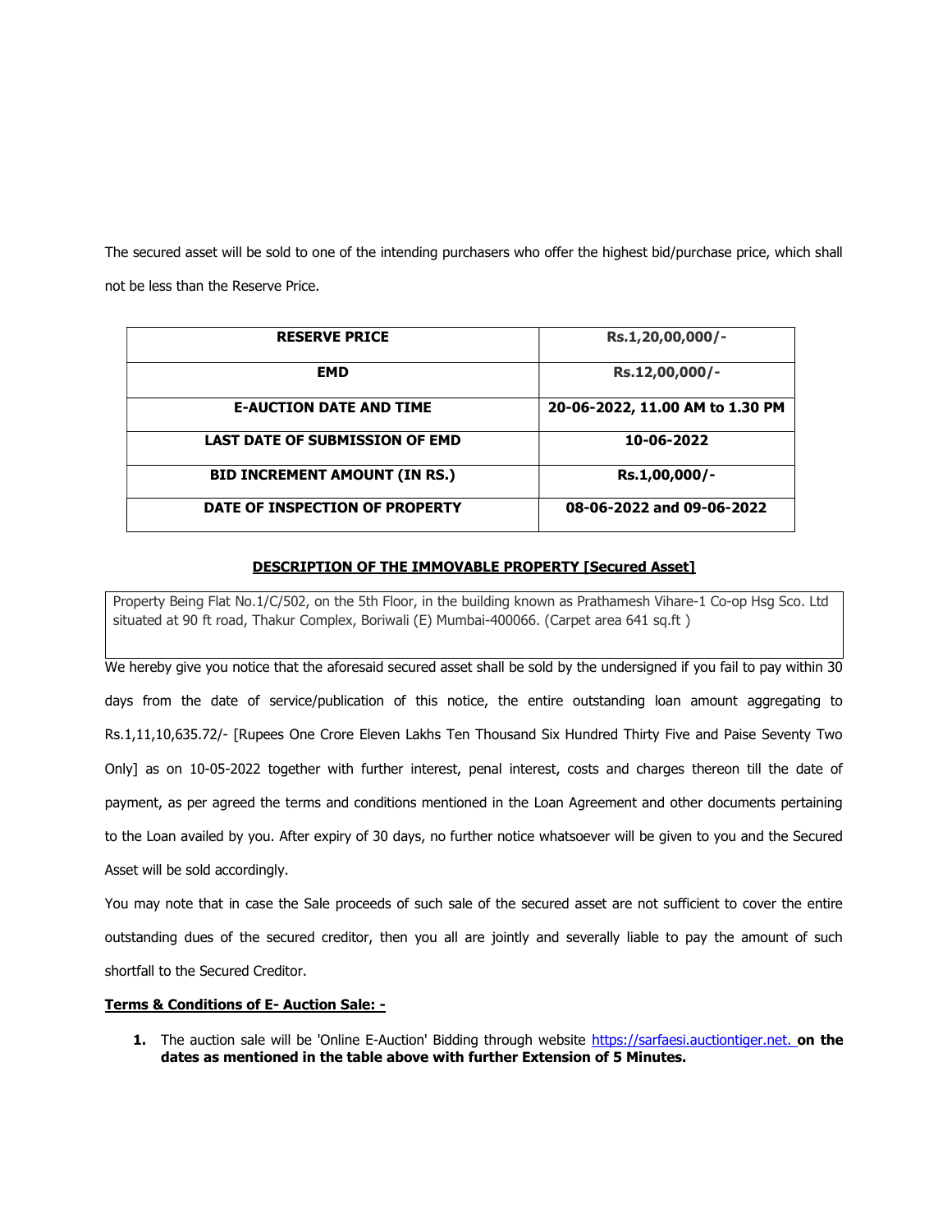The secured asset will be sold to one of the intending purchasers who offer the highest bid/purchase price, which shall not be less than the Reserve Price.

| RESERVE PRICE | Rs.1,20,00,000/- |
|---|---|
| EMD | Rs.12,00,000/- |
| E-AUCTION DATE AND TIME | 20-06-2022, 11.00 AM to 1.30 PM |
| LAST DATE OF SUBMISSION OF EMD | 10-06-2022 |
| BID INCREMENT AMOUNT (IN RS.) | Rs.1,00,000/- |
| DATE OF INSPECTION OF PROPERTY | 08-06-2022 and 09-06-2022 |

**DESCRIPTION OF THE IMMOVABLE PROPERTY [Secured Asset]**

Property Being Flat No.1/C/502, on the 5th Floor, in the building known as Prathamesh Vihare-1 Co-op Hsg Sco. Ltd situated at 90 ft road, Thakur Complex, Boriwali (E) Mumbai-400066. (Carpet area 641 sq.ft )

We hereby give you notice that the aforesaid secured asset shall be sold by the undersigned if you fail to pay within 30 days from the date of service/publication of this notice, the entire outstanding loan amount aggregating to Rs.1,11,10,635.72/- [Rupees One Crore Eleven Lakhs Ten Thousand Six Hundred Thirty Five and Paise Seventy Two Only] as on 10-05-2022 together with further interest, penal interest, costs and charges thereon till the date of payment, as per agreed the terms and conditions mentioned in the Loan Agreement and other documents pertaining to the Loan availed by you. After expiry of 30 days, no further notice whatsoever will be given to you and the Secured Asset will be sold accordingly.

You may note that in case the Sale proceeds of such sale of the secured asset are not sufficient to cover the entire outstanding dues of the secured creditor, then you all are jointly and severally liable to pay the amount of such shortfall to the Secured Creditor.

**Terms & Conditions of E- Auction Sale: -**

1. The auction sale will be 'Online E-Auction' Bidding through website https://sarfaesi.auctiontiger.net. **on the dates as mentioned in the table above with further Extension of 5 Minutes.**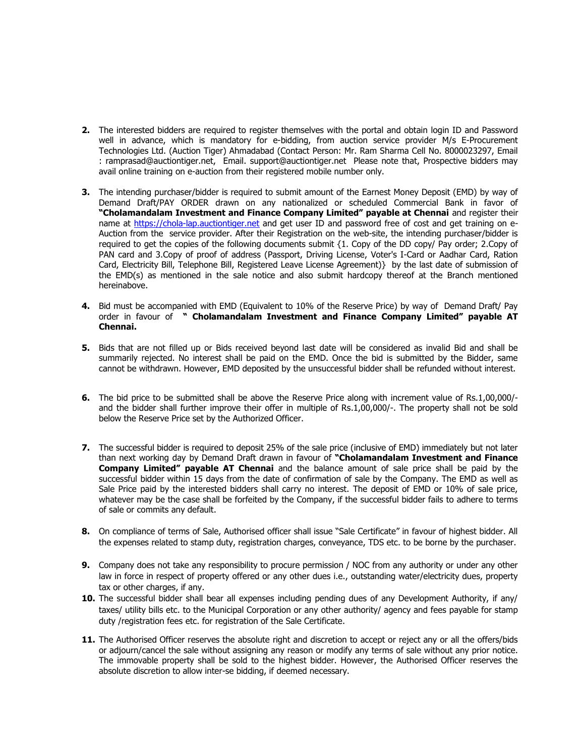2. The interested bidders are required to register themselves with the portal and obtain login ID and Password well in advance, which is mandatory for e-bidding, from auction service provider M/s E-Procurement Technologies Ltd. (Auction Tiger) Ahmadabad (Contact Person: Mr. Ram Sharma Cell No. 8000023297, Email : ramprasad@auctiontiger.net, Email. support@auctiontiger.net Please note that, Prospective bidders may avail online training on e-auction from their registered mobile number only.

3. The intending purchaser/bidder is required to submit amount of the Earnest Money Deposit (EMD) by way of Demand Draft/PAY ORDER drawn on any nationalized or scheduled Commercial Bank in favor of **"Cholamandalam Investment and Finance Company Limited" payable at Chennai** and register their name at https://chola-lap.auctiontiger.net and get user ID and password free of cost and get training on e-Auction from the service provider. After their Registration on the web-site, the intending purchaser/bidder is required to get the copies of the following documents submit {1. Copy of the DD copy/ Pay order; 2.Copy of PAN card and 3.Copy of proof of address (Passport, Driving License, Voter's I-Card or Aadhar Card, Ration Card, Electricity Bill, Telephone Bill, Registered Leave License Agreement)} by the last date of submission of the EMD(s) as mentioned in the sale notice and also submit hardcopy thereof at the Branch mentioned hereinabove.

4. Bid must be accompanied with EMD (Equivalent to 10% of the Reserve Price) by way of Demand Draft/ Pay order in favour of **" Cholamandalam Investment and Finance Company Limited" payable AT Chennai.**

5. Bids that are not filled up or Bids received beyond last date will be considered as invalid Bid and shall be summarily rejected. No interest shall be paid on the EMD. Once the bid is submitted by the Bidder, same cannot be withdrawn. However, EMD deposited by the unsuccessful bidder shall be refunded without interest.

6. The bid price to be submitted shall be above the Reserve Price along with increment value of Rs.1,00,000/- and the bidder shall further improve their offer in multiple of Rs.1,00,000/-. The property shall not be sold below the Reserve Price set by the Authorized Officer.

7. The successful bidder is required to deposit 25% of the sale price (inclusive of EMD) immediately but not later than next working day by Demand Draft drawn in favour of **"Cholamandalam Investment and Finance Company Limited" payable AT Chennai** and the balance amount of sale price shall be paid by the successful bidder within 15 days from the date of confirmation of sale by the Company. The EMD as well as Sale Price paid by the interested bidders shall carry no interest. The deposit of EMD or 10% of sale price, whatever may be the case shall be forfeited by the Company, if the successful bidder fails to adhere to terms of sale or commits any default.

8. On compliance of terms of Sale, Authorised officer shall issue "Sale Certificate" in favour of highest bidder. All the expenses related to stamp duty, registration charges, conveyance, TDS etc. to be borne by the purchaser.

9. Company does not take any responsibility to procure permission / NOC from any authority or under any other law in force in respect of property offered or any other dues i.e., outstanding water/electricity dues, property tax or other charges, if any.

10. The successful bidder shall bear all expenses including pending dues of any Development Authority, if any/ taxes/ utility bills etc. to the Municipal Corporation or any other authority/ agency and fees payable for stamp duty /registration fees etc. for registration of the Sale Certificate.

11. The Authorised Officer reserves the absolute right and discretion to accept or reject any or all the offers/bids or adjourn/cancel the sale without assigning any reason or modify any terms of sale without any prior notice. The immovable property shall be sold to the highest bidder. However, the Authorised Officer reserves the absolute discretion to allow inter-se bidding, if deemed necessary.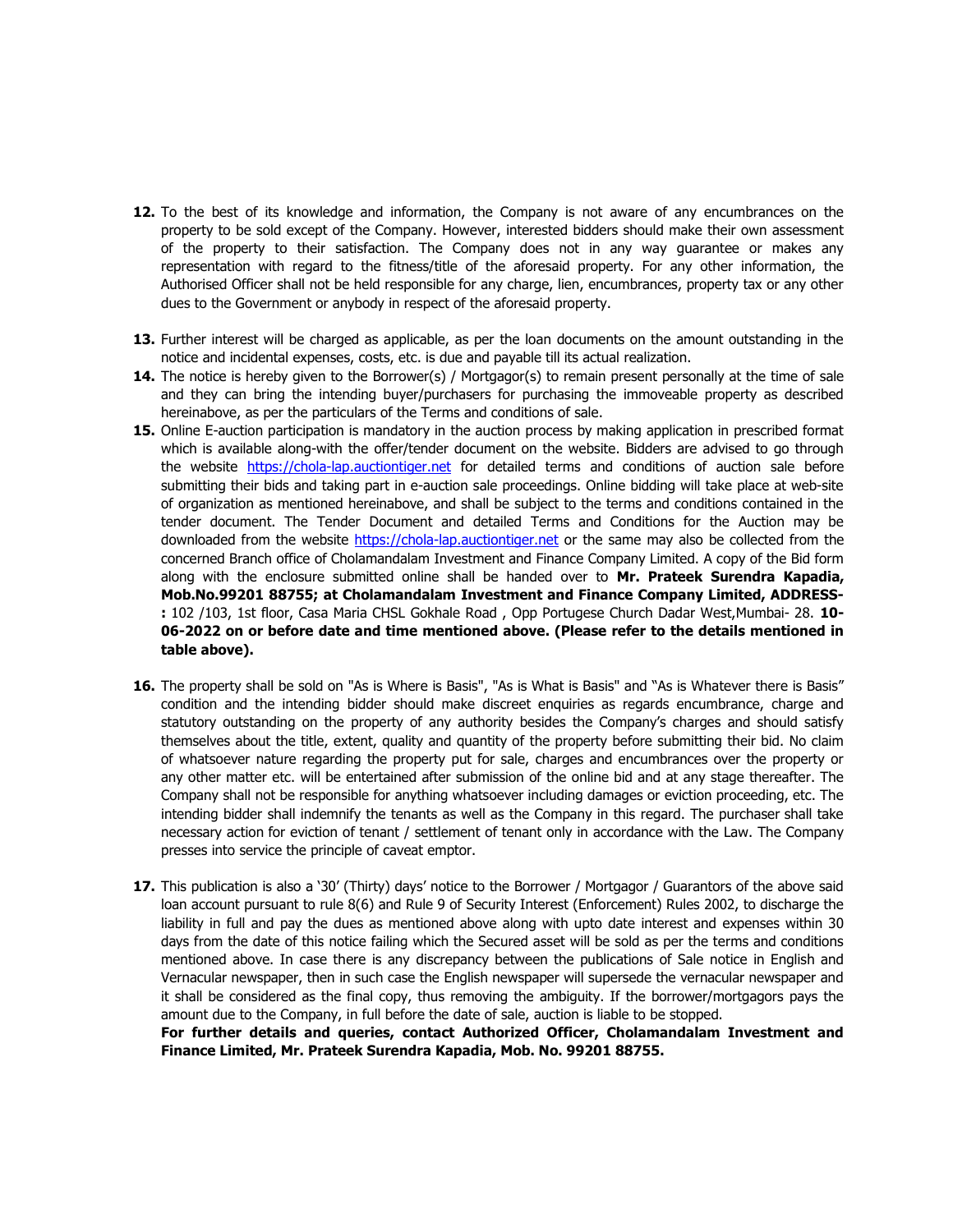12. To the best of its knowledge and information, the Company is not aware of any encumbrances on the property to be sold except of the Company. However, interested bidders should make their own assessment of the property to their satisfaction. The Company does not in any way guarantee or makes any representation with regard to the fitness/title of the aforesaid property. For any other information, the Authorised Officer shall not be held responsible for any charge, lien, encumbrances, property tax or any other dues to the Government or anybody in respect of the aforesaid property.

13. Further interest will be charged as applicable, as per the loan documents on the amount outstanding in the notice and incidental expenses, costs, etc. is due and payable till its actual realization.

14. The notice is hereby given to the Borrower(s) / Mortgagor(s) to remain present personally at the time of sale and they can bring the intending buyer/purchasers for purchasing the immoveable property as described hereinabove, as per the particulars of the Terms and conditions of sale.

15. Online E-auction participation is mandatory in the auction process by making application in prescribed format which is available along-with the offer/tender document on the website. Bidders are advised to go through the website https://chola-lap.auctiontiger.net for detailed terms and conditions of auction sale before submitting their bids and taking part in e-auction sale proceedings. Online bidding will take place at web-site of organization as mentioned hereinabove, and shall be subject to the terms and conditions contained in the tender document. The Tender Document and detailed Terms and Conditions for the Auction may be downloaded from the website https://chola-lap.auctiontiger.net or the same may also be collected from the concerned Branch office of Cholamandalam Investment and Finance Company Limited. A copy of the Bid form along with the enclosure submitted online shall be handed over to **Mr. Prateek Surendra Kapadia, Mob.No.99201 88755; at Cholamandalam Investment and Finance Company Limited, ADDRESS-:** 102 /103, 1st floor, Casa Maria CHSL Gokhale Road , Opp Portugese Church Dadar West,Mumbai- 28. **10-06-2022 on or before date and time mentioned above. (Please refer to the details mentioned in table above).**

16. The property shall be sold on "As is Where is Basis", "As is What is Basis" and "As is Whatever there is Basis" condition and the intending bidder should make discreet enquiries as regards encumbrance, charge and statutory outstanding on the property of any authority besides the Company's charges and should satisfy themselves about the title, extent, quality and quantity of the property before submitting their bid. No claim of whatsoever nature regarding the property put for sale, charges and encumbrances over the property or any other matter etc. will be entertained after submission of the online bid and at any stage thereafter. The Company shall not be responsible for anything whatsoever including damages or eviction proceeding, etc. The intending bidder shall indemnify the tenants as well as the Company in this regard. The purchaser shall take necessary action for eviction of tenant / settlement of tenant only in accordance with the Law. The Company presses into service the principle of caveat emptor.

17. This publication is also a '30' (Thirty) days' notice to the Borrower / Mortgagor / Guarantors of the above said loan account pursuant to rule 8(6) and Rule 9 of Security Interest (Enforcement) Rules 2002, to discharge the liability in full and pay the dues as mentioned above along with upto date interest and expenses within 30 days from the date of this notice failing which the Secured asset will be sold as per the terms and conditions mentioned above. In case there is any discrepancy between the publications of Sale notice in English and Vernacular newspaper, then in such case the English newspaper will supersede the vernacular newspaper and it shall be considered as the final copy, thus removing the ambiguity. If the borrower/mortgagors pays the amount due to the Company, in full before the date of sale, auction is liable to be stopped.

**For further details and queries, contact Authorized Officer, Cholamandalam Investment and Finance Limited, Mr. Prateek Surendra Kapadia, Mob. No. 99201 88755.**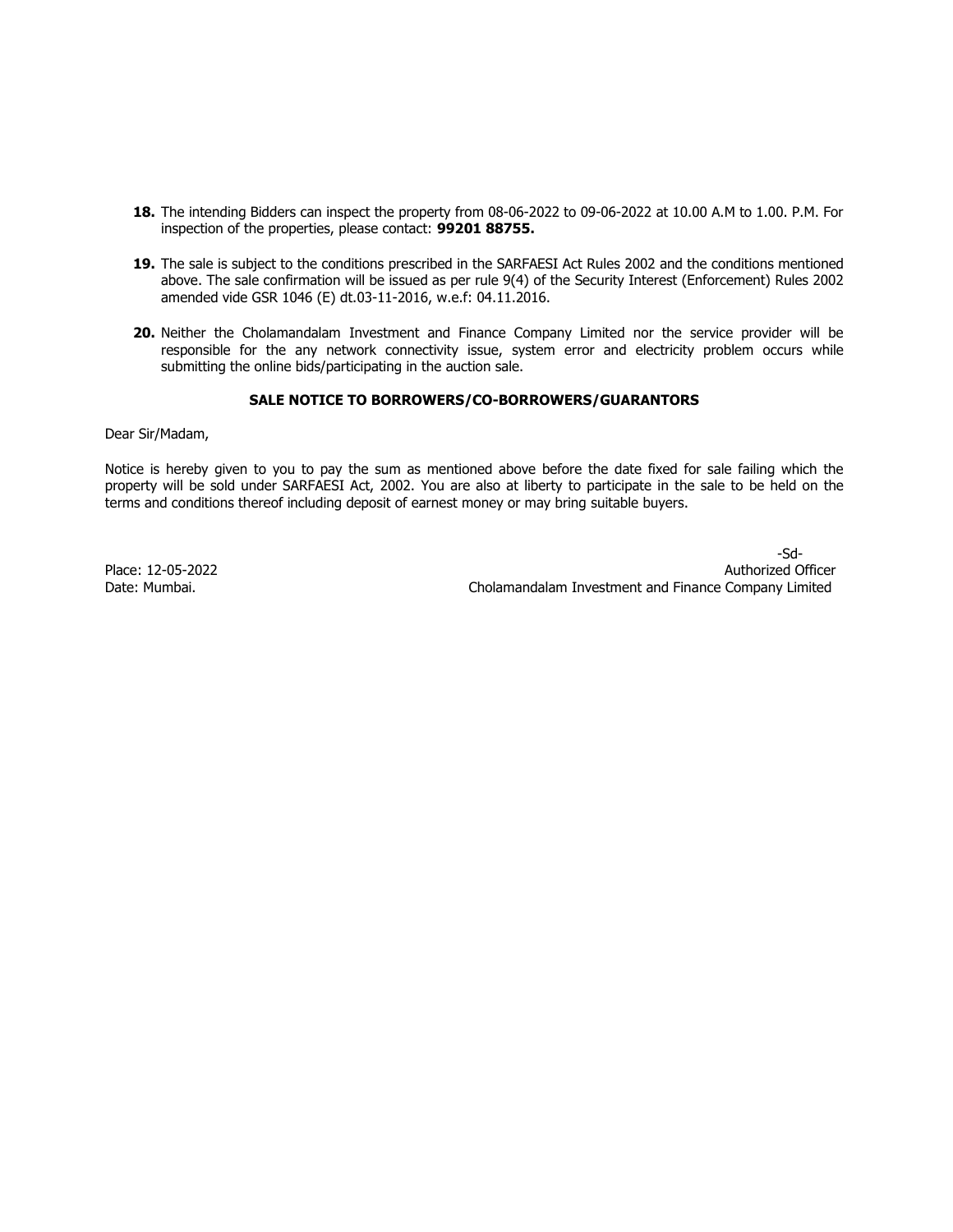18. The intending Bidders can inspect the property from 08-06-2022 to 09-06-2022 at 10.00 A.M to 1.00. P.M. For inspection of the properties, please contact: **99201 88755.**

19. The sale is subject to the conditions prescribed in the SARFAESI Act Rules 2002 and the conditions mentioned above. The sale confirmation will be issued as per rule 9(4) of the Security Interest (Enforcement) Rules 2002 amended vide GSR 1046 (E) dt.03-11-2016, w.e.f: 04.11.2016.

20. Neither the Cholamandalam Investment and Finance Company Limited nor the service provider will be responsible for the any network connectivity issue, system error and electricity problem occurs while submitting the online bids/participating in the auction sale.

**SALE NOTICE TO BORROWERS/CO-BORROWERS/GUARANTORS**

Dear Sir/Madam,

Notice is hereby given to you to pay the sum as mentioned above before the date fixed for sale failing which the property will be sold under SARFAESI Act, 2002. You are also at liberty to participate in the sale to be held on the terms and conditions thereof including deposit of earnest money or may bring suitable buyers.

-Sd-

Place: 12-05-2022

Date: Mumbai.

Authorized Officer

Cholamandalam Investment and Finance Company Limited